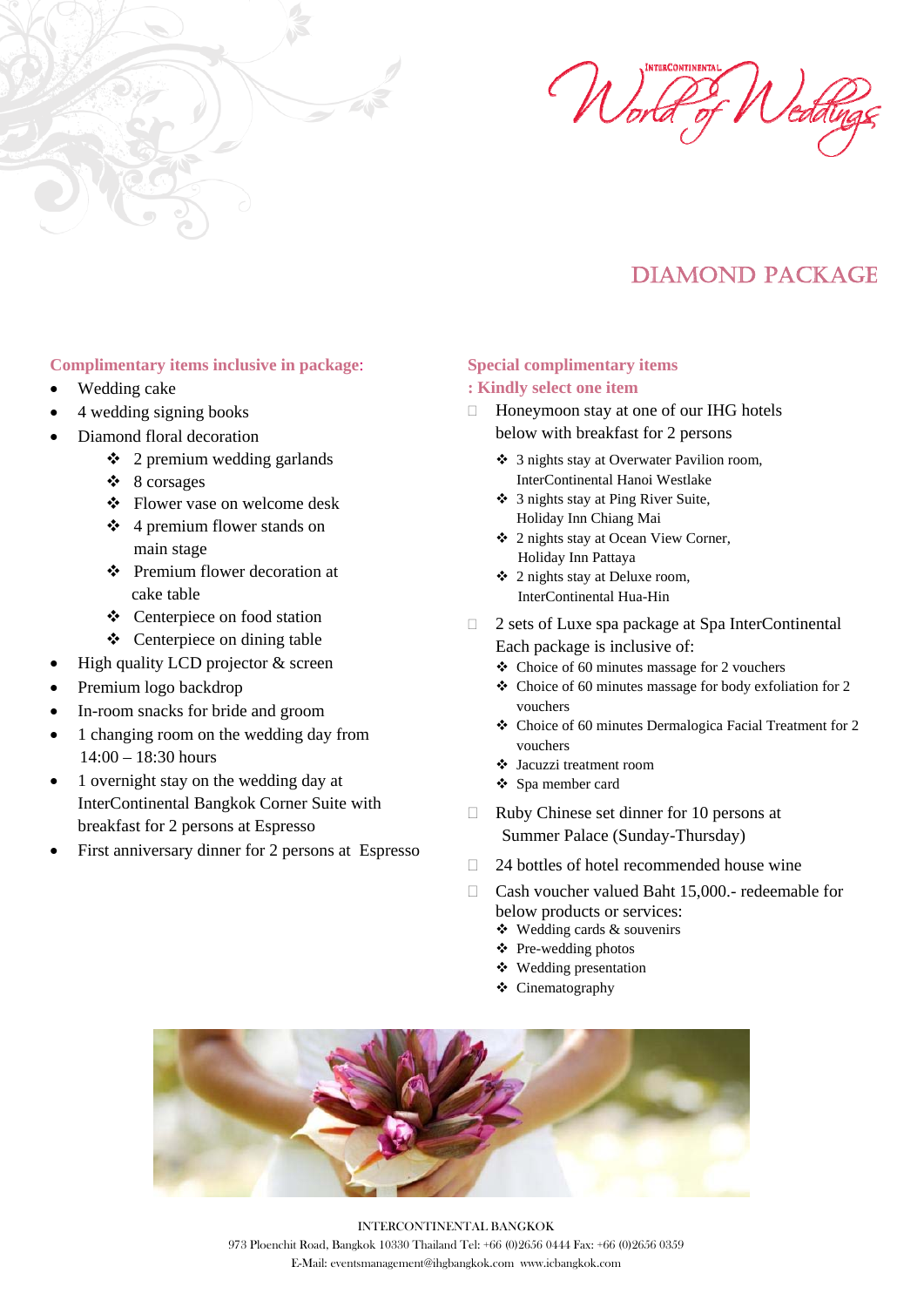InterContinental World of Weddings

# DIAMOND PACKAGE

**Complimentary items inclusive in package**:

- Wedding cake
- 4 wedding signing books
- Diamond floral decoration
    - ❖ 2 premium wedding garlands
    - ❖ 8 corsages
    - ❖ Flower vase on welcome desk
    - ❖ 4 premium flower stands on main stage
    - ❖ Premium flower decoration at cake table
    - ❖ Centerpiece on food station
    - ❖ Centerpiece on dining table
- High quality LCD projector & screen
- Premium logo backdrop
- In-room snacks for bride and groom
- 1 changing room on the wedding day from 14:00 – 18:30 hours
- 1 overnight stay on the wedding day at InterContinental Bangkok Corner Suite with breakfast for 2 persons at Espresso
- First anniversary dinner for 2 persons at Espresso

**Special complimentary items : Kindly select one item**

- ☐ Honeymoon stay at one of our IHG hotels below with breakfast for 2 persons
    - ❖ 3 nights stay at Overwater Pavilion room, InterContinental Hanoi Westlake
    - ❖ 3 nights stay at Ping River Suite, Holiday Inn Chiang Mai
    - ❖ 2 nights stay at Ocean View Corner, Holiday Inn Pattaya
    - ❖ 2 nights stay at Deluxe room, InterContinental Hua-Hin
- ☐ 2 sets of Luxe spa package at Spa InterContinental Each package is inclusive of:
    - ❖ Choice of 60 minutes massage for 2 vouchers
    - ❖ Choice of 60 minutes massage for body exfoliation for 2 vouchers
    - ❖ Choice of 60 minutes Dermalogica Facial Treatment for 2 vouchers
    - ❖ Jacuzzi treatment room
    - ❖ Spa member card
- ☐ Ruby Chinese set dinner for 10 persons at Summer Palace (Sunday-Thursday)
- ☐ 24 bottles of hotel recommended house wine
- ☐ Cash voucher valued Baht 15,000.- redeemable for below products or services:
    - ❖ Wedding cards & souvenirs
    - ❖ Pre-wedding photos
    - ❖ Wedding presentation
    - ❖ Cinematography

INTERCONTINENTAL BANGKOK
973 Ploenchit Road, Bangkok 10330 Thailand Tel: +66 (0)2656 0444 Fax: +66 (0)2656 0359
E-Mail: eventsmanagement@ihgbangkok.com www.icbangkok.com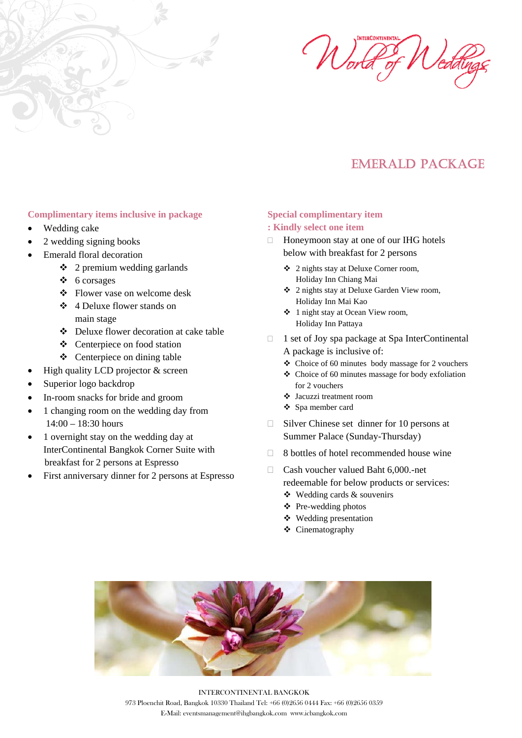# EMERALD PACKAGE

### Complimentary items inclusive in package

- Wedding cake
- 2 wedding signing books
- Emerald floral decoration
  - 2 premium wedding garlands
  - 6 corsages
  - Flower vase on welcome desk
  - 4 Deluxe flower stands on main stage
  - Deluxe flower decoration at cake table
  - Centerpiece on food station
  - Centerpiece on dining table
- High quality LCD projector & screen
- Superior logo backdrop
- In-room snacks for bride and groom
- 1 changing room on the wedding day from 14:00 – 18:30 hours
- 1 overnight stay on the wedding day at InterContinental Bangkok Corner Suite with breakfast for 2 persons at Espresso
- First anniversary dinner for 2 persons at Espresso

### Special complimentary item
### : Kindly select one item

- Honeymoon stay at one of our IHG hotels below with breakfast for 2 persons
  - 2 nights stay at Deluxe Corner room, Holiday Inn Chiang Mai
  - 2 nights stay at Deluxe Garden View room, Holiday Inn Mai Kao
  - 1 night stay at Ocean View room, Holiday Inn Pattaya
- 1 set of Joy spa package at Spa InterContinental
  A package is inclusive of:
  - Choice of 60 minutes body massage for 2 vouchers
  - Choice of 60 minutes massage for body exfoliation for 2 vouchers
  - Jacuzzi treatment room
  - Spa member card
- Silver Chinese set dinner for 10 persons at Summer Palace (Sunday-Thursday)
- 8 bottles of hotel recommended house wine
- Cash voucher valued Baht 6,000.-net redeemable for below products or services:
  - Wedding cards & souvenirs
  - Pre-wedding photos
  - Wedding presentation
  - Cinematography

INTERCONTINENTAL BANGKOK
973 Ploenchit Road, Bangkok 10330 Thailand Tel: +66 (0)2656 0444 Fax: +66 (0)2656 0359
E-Mail: eventsmanagement@ihgbangkok.com www.icbangkok.com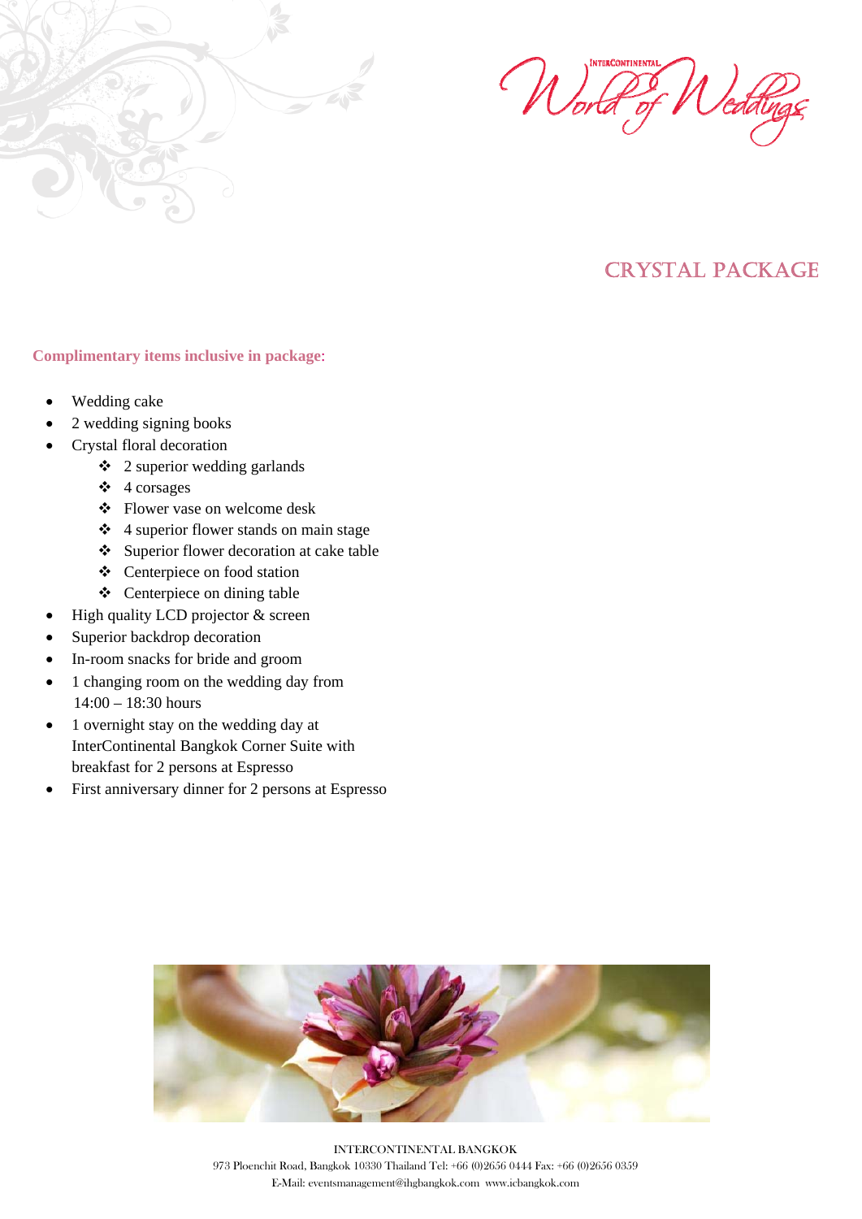InterContinental World of Weddings

# CRYSTAL PACKAGE

**Complimentary items inclusive in package:**

- Wedding cake
- 2 wedding signing books
- Crystal floral decoration
  - 2 superior wedding garlands
  - 4 corsages
  - Flower vase on welcome desk
  - 4 superior flower stands on main stage
  - Superior flower decoration at cake table
  - Centerpiece on food station
  - Centerpiece on dining table
- High quality LCD projector & screen
- Superior backdrop decoration
- In-room snacks for bride and groom
- 1 changing room on the wedding day from 14:00 – 18:30 hours
- 1 overnight stay on the wedding day at InterContinental Bangkok Corner Suite with breakfast for 2 persons at Espresso
- First anniversary dinner for 2 persons at Espresso

INTERCONTINENTAL BANGKOK
973 Ploenchit Road, Bangkok 10330 Thailand Tel: +66 (0)2656 0444 Fax: +66 (0)2656 0359
E-Mail: eventsmanagement@ihgbangkok.com www.icbangkok.com